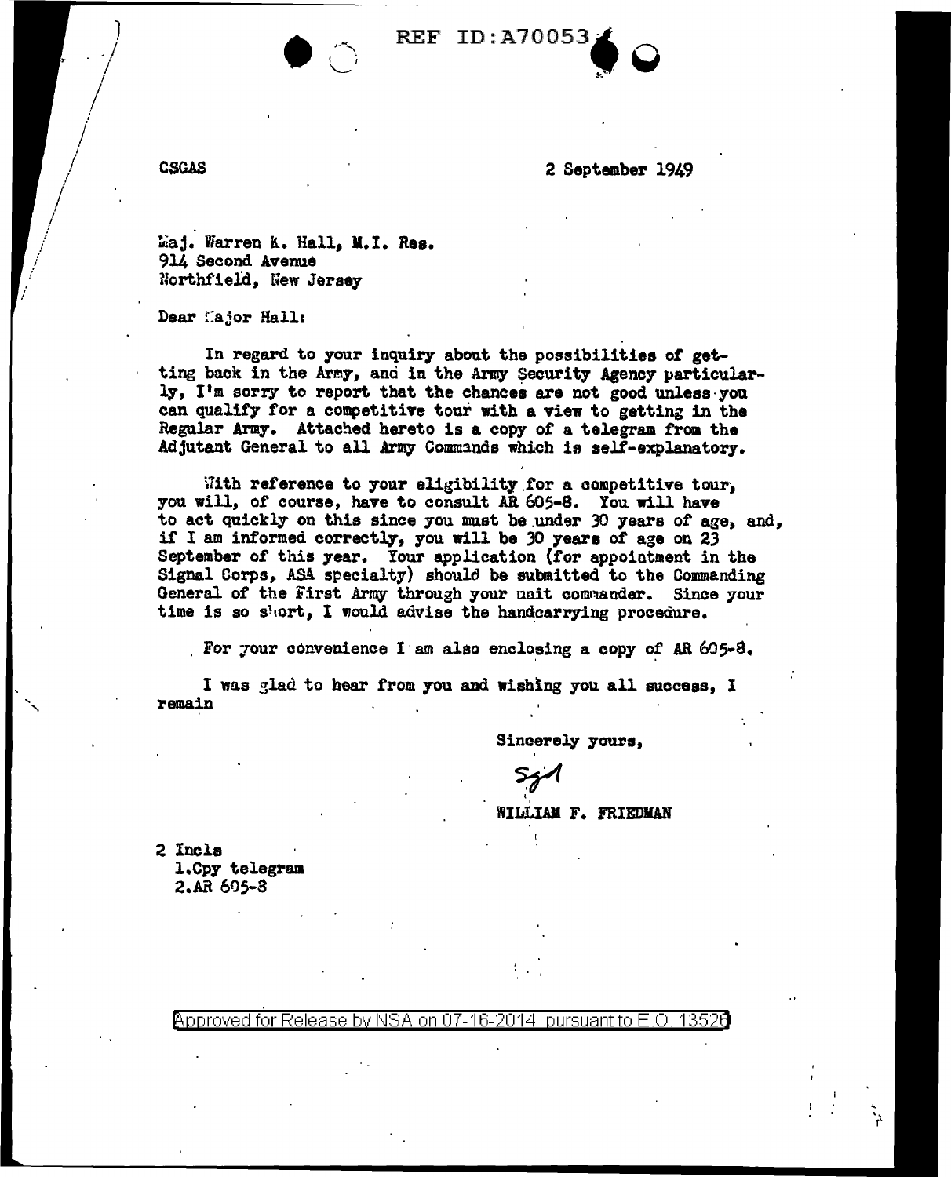CSGAS

2 September 1949

Maj. Warren K. Hall, M.I. Res.
914 Second Avenue
Northfield, New Jersey

Dear Major Hall:

In regard to your inquiry about the possibilities of getting back in the Army, and in the Army Security Agency particularly, I'm sorry to report that the chances are not good unless you can qualify for a competitive tour with a view to getting in the Regular Army. Attached hereto is a copy of a telegram from the Adjutant General to all Army Commands which is self-explanatory.

With reference to your eligibility for a competitive tour, you will, of course, have to consult AR 605-8. You will have to act quickly on this since you must be under 30 years of age, and, if I am informed correctly, you will be 30 years of age on 23 September of this year. Your application (for appointment in the Signal Corps, ASA specialty) should be submitted to the Commanding General of the First Army through your unit commander. Since your time is so short, I would advise the handcarrying procedure.

For your convenience I am also enclosing a copy of AR 605-8.

I was glad to hear from you and wishing you all success, I remain

Sincerely yours,

Sgd

WILLIAM F. FRIEDMAN

2 Incls
1.Cpy telegram
2.AR 605-8

Approved for Release by NSA on 07-16-2014 pursuant to E.O. 13526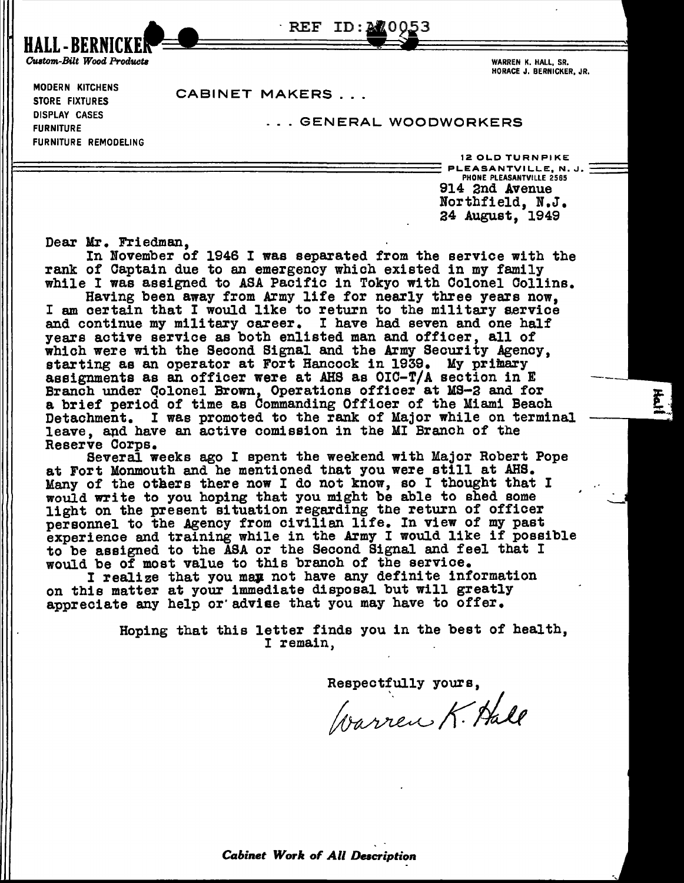REF ID:A70053

**HALL-BERNICKER**
*Custom-Bilt Wood Products*

WARREN K. HALL, SR.
HORACE J. BERNICKER, JR.

MODERN KITCHENS
STORE FIXTURES
DISPLAY CASES
FURNITURE
FURNITURE REMODELING

CABINET MAKERS . . .

. . . GENERAL WOODWORKERS

12 OLD TURNPIKE
PLEASANTVILLE, N. J.
PHONE PLEASANTVILLE 2565

914 2nd Avenue
Northfield, N.J.
24 August, 1949

Dear Mr. Friedman,

In November of 1946 I was separated from the service with the rank of Captain due to an emergency which existed in my family while I was assigned to ASA Pacific in Tokyo with Colonel Collins.

Having been away from Army life for nearly three years now, I am certain that I would like to return to the military service and continue my military career. I have had seven and one half years active service as both enlisted man and officer, all of which were with the Second Signal and the Army Security Agency, starting as an operator at Fort Hancock in 1939. My primary assignments as an officer were at AHS as OIC-T/A section in E Branch under Colonel Brown, Operations officer at MS-2 and for a brief period of time as Commanding Officer of the Miami Beach Detachment. I was promoted to the rank of Major while on terminal leave, and have an active comission in the MI Branch of the Reserve Corps.

Several weeks ago I spent the weekend with Major Robert Pope at Fort Monmouth and he mentioned that you were still at AHS. Many of the others there now I do not know, so I thought that I would write to you hoping that you might be able to shed some light on the present situation regarding the return of officer personnel to the Agency from civilian life. In view of my past experience and training while in the Army I would like if possible to be assigned to the ASA or the Second Signal and feel that I would be of most value to this branch of the service.

I realize that you may not have any definite information on this matter at your immediate disposal but will greatly appreciate any help or advise that you may have to offer.

Hoping that this letter finds you in the best of health,
I remain,

Respectfully yours,

Warren K. Hall

Hall

*Cabinet Work of All Description*